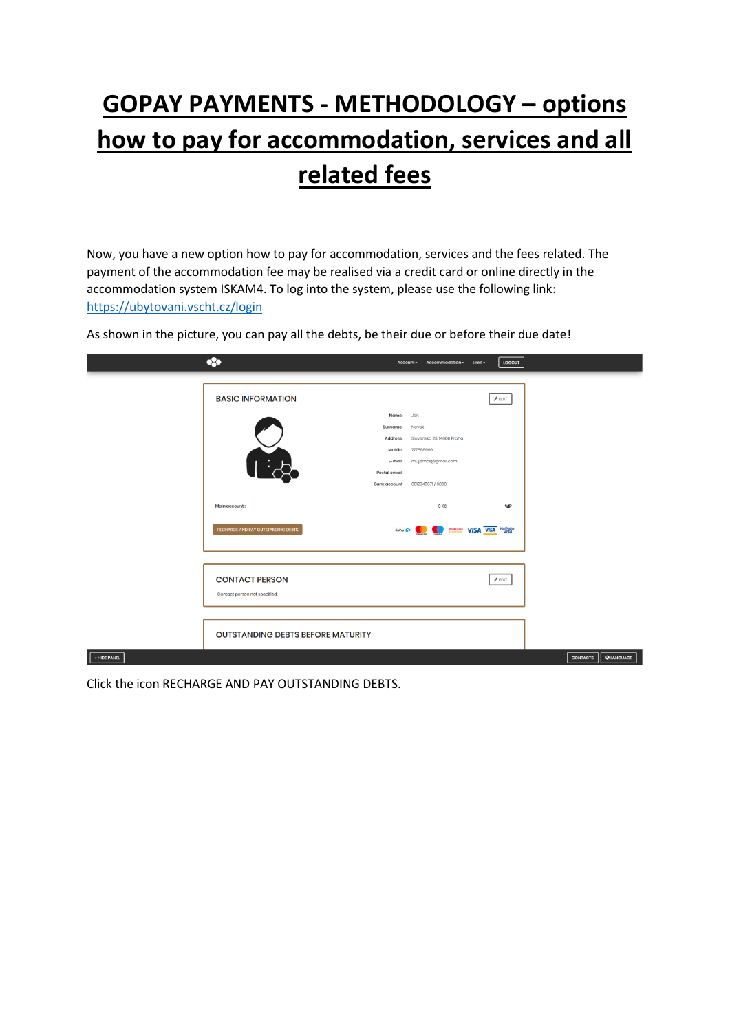# GOPAY PAYMENTS - METHODOLOGY – options how to pay for accommodation, services and all related fees

Now, you have a new option how to pay for accommodation, services and the fees related. The payment of the accommodation fee may be realised via a credit card or online directly in the accommodation system ISKAM4. To log into the system, please use the following link: https://ubytovani.vscht.cz/login

As shown in the picture, you can pay all the debts, be their due or before their due date!

Click the icon RECHARGE AND PAY OUTSTANDING DEBTS.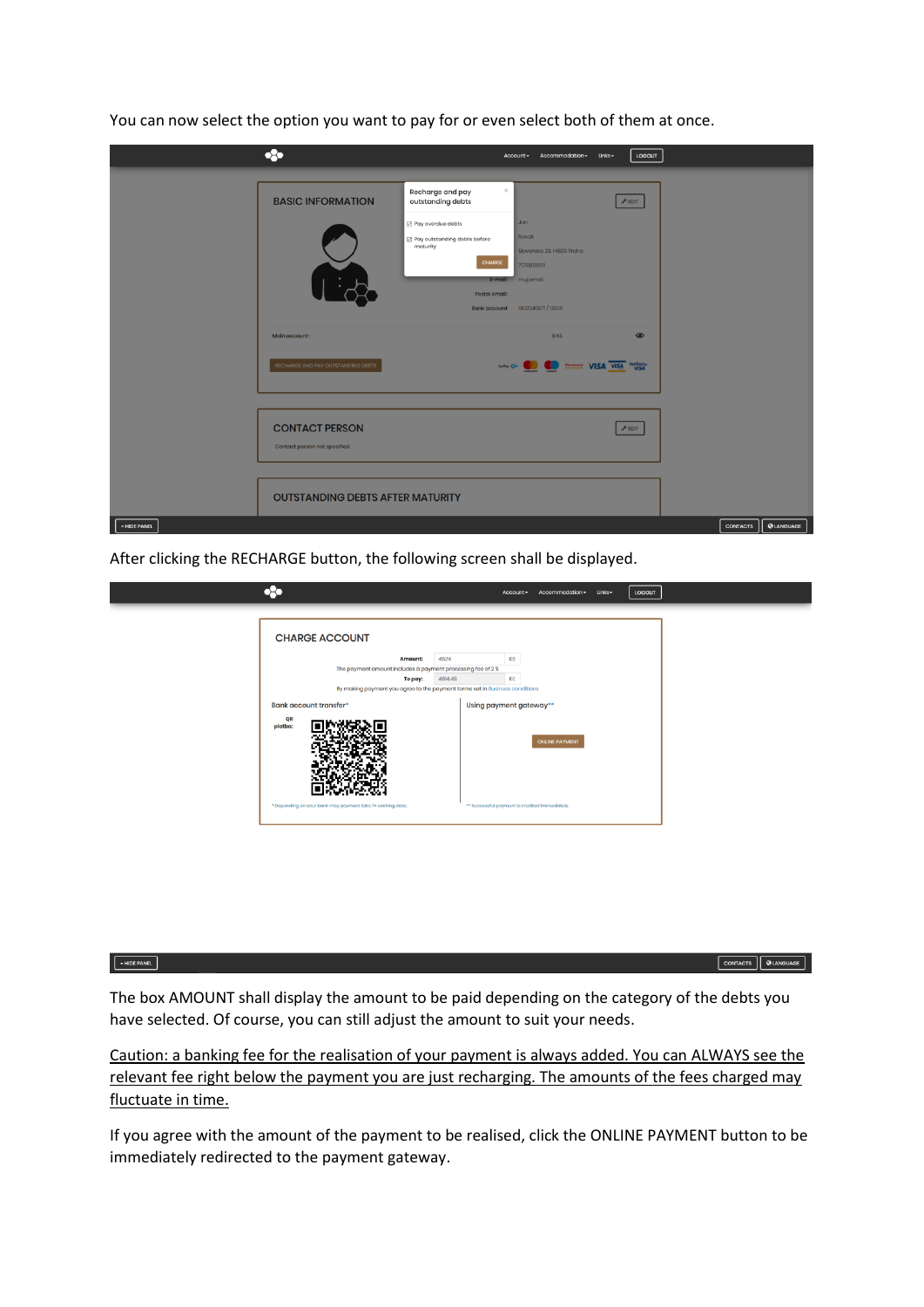You can now select the option you want to pay for or even select both of them at once.

After clicking the RECHARGE button, the following screen shall be displayed.

The box AMOUNT shall display the amount to be paid depending on the category of the debts you have selected. Of course, you can still adjust the amount to suit your needs.

Caution: a banking fee for the realisation of your payment is always added. You can ALWAYS see the relevant fee right below the payment you are just recharging. The amounts of the fees charged may fluctuate in time.

If you agree with the amount of the payment to be realised, click the ONLINE PAYMENT button to be immediately redirected to the payment gateway.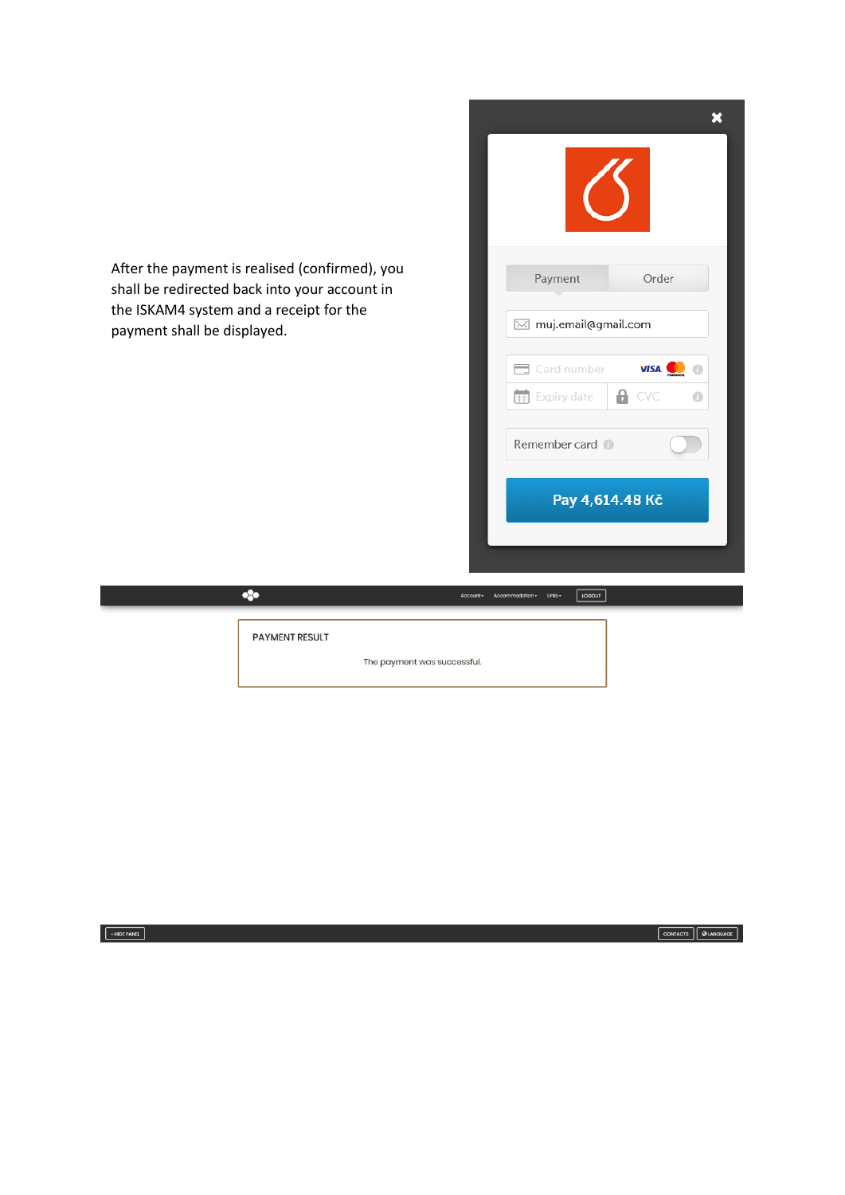After the payment is realised (confirmed), you shall be redirected back into your account in the ISKAM4 system and a receipt for the payment shall be displayed.

Payment | Order

muj.email@gmail.com

Card number

Expiry date

CVC

Remember card

Pay 4,614.48 Kč

Account▾ Accommodation▾ Links▾ LOGOUT

PAYMENT RESULT

The payment was successful.

▾HIDE PANEL

CONTACTS LANGUAGE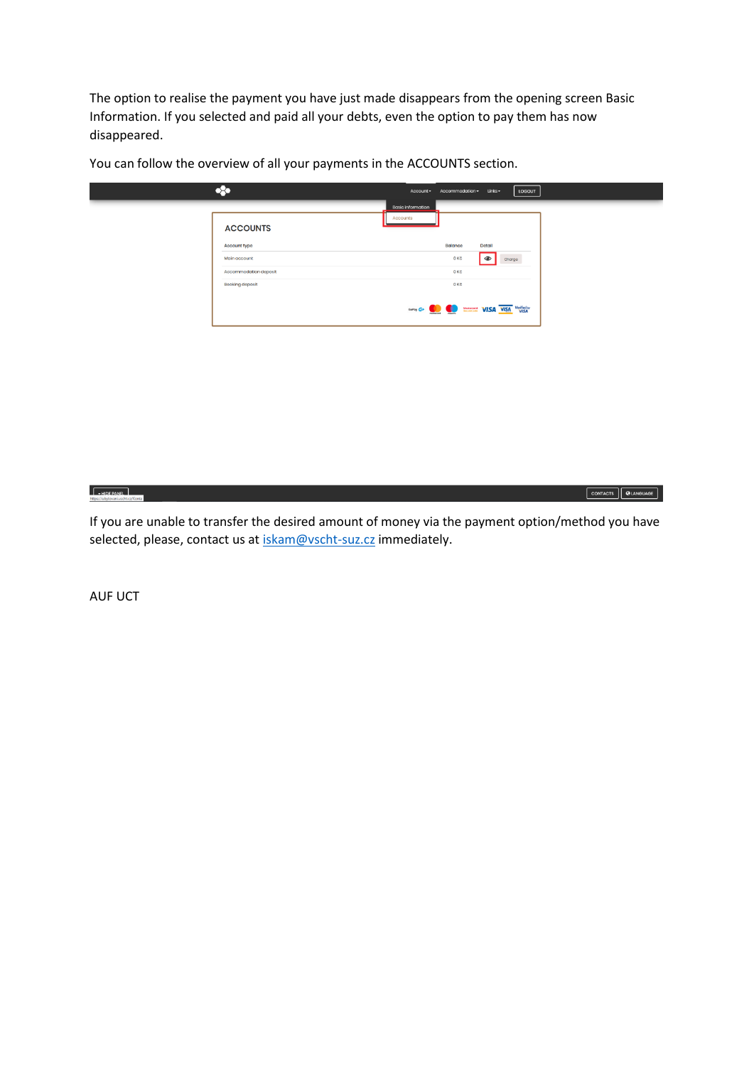The option to realise the payment you have just made disappears from the opening screen Basic Information. If you selected and paid all your debts, even the option to pay them has now disappeared.

You can follow the overview of all your payments in the ACCOUNTS section.

If you are unable to transfer the desired amount of money via the payment option/method you have selected, please, contact us at [iskam@vscht-suz.cz](mailto:iskam@vscht-suz.cz) immediately.

AUF UCT